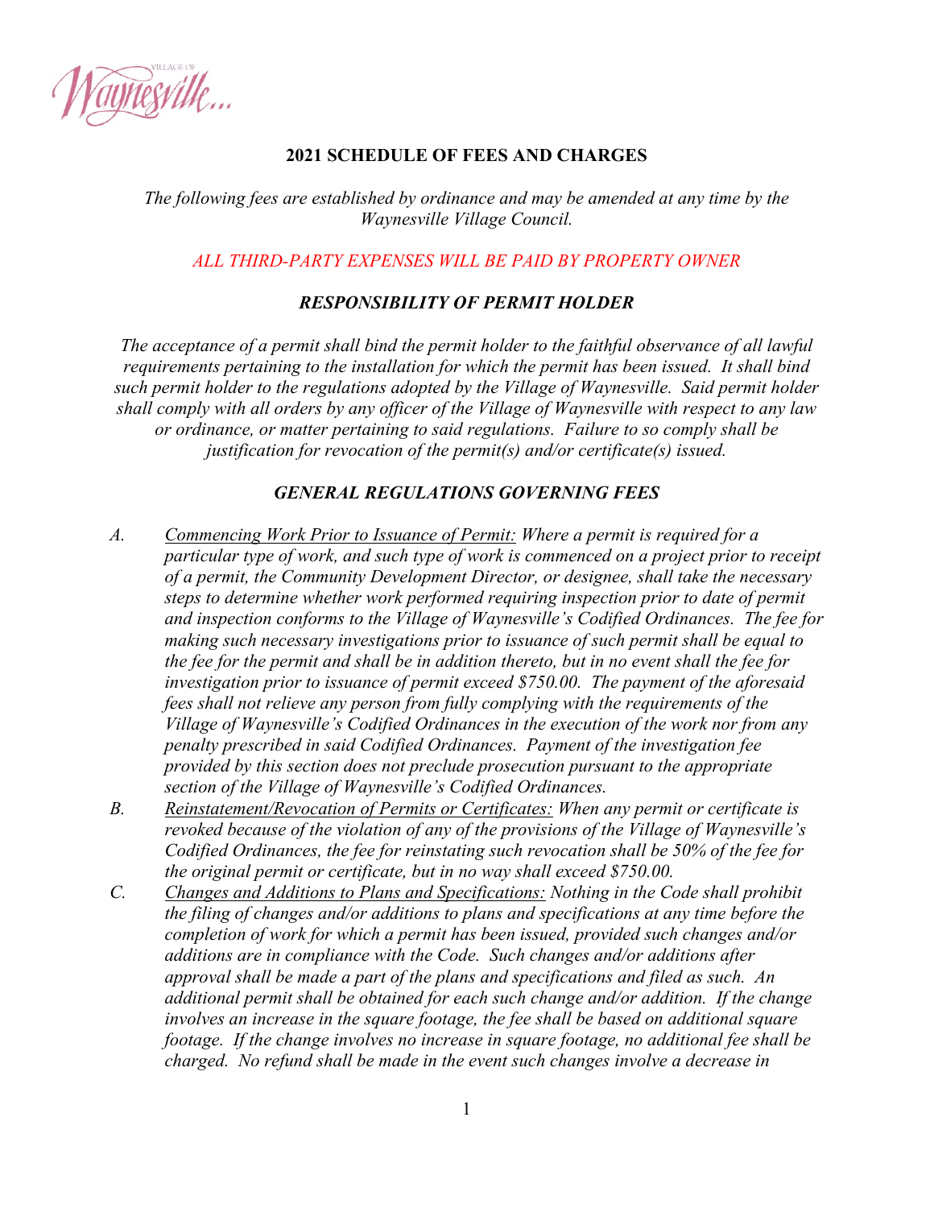# 2021 SCHEDULE OF FEES AND CHARGES

*The following fees are established by ordinance and may be amended at any time by the Waynesville Village Council.*

*ALL THIRD-PARTY EXPENSES WILL BE PAID BY PROPERTY OWNER*

## *RESPONSIBILITY OF PERMIT HOLDER*

*The acceptance of a permit shall bind the permit holder to the faithful observance of all lawful requirements pertaining to the installation for which the permit has been issued. It shall bind such permit holder to the regulations adopted by the Village of Waynesville. Said permit holder shall comply with all orders by any officer of the Village of Waynesville with respect to any law or ordinance, or matter pertaining to said regulations. Failure to so comply shall be justification for revocation of the permit(s) and/or certificate(s) issued.*

## *GENERAL REGULATIONS GOVERNING FEES*

*A.* *<u>Commencing Work Prior to Issuance of Permit:</u> Where a permit is required for a particular type of work, and such type of work is commenced on a project prior to receipt of a permit, the Community Development Director, or designee, shall take the necessary steps to determine whether work performed requiring inspection prior to date of permit and inspection conforms to the Village of Waynesville's Codified Ordinances. The fee for making such necessary investigations prior to issuance of such permit shall be equal to the fee for the permit and shall be in addition thereto, but in no event shall the fee for investigation prior to issuance of permit exceed $750.00. The payment of the aforesaid fees shall not relieve any person from fully complying with the requirements of the Village of Waynesville's Codified Ordinances in the execution of the work nor from any penalty prescribed in said Codified Ordinances. Payment of the investigation fee provided by this section does not preclude prosecution pursuant to the appropriate section of the Village of Waynesville's Codified Ordinances.*

*B.* *<u>Reinstatement/Revocation of Permits or Certificates:</u> When any permit or certificate is revoked because of the violation of any of the provisions of the Village of Waynesville's Codified Ordinances, the fee for reinstating such revocation shall be 50% of the fee for the original permit or certificate, but in no way shall exceed $750.00.*

*C.* *<u>Changes and Additions to Plans and Specifications:</u> Nothing in the Code shall prohibit the filing of changes and/or additions to plans and specifications at any time before the completion of work for which a permit has been issued, provided such changes and/or additions are in compliance with the Code. Such changes and/or additions after approval shall be made a part of the plans and specifications and filed as such. An additional permit shall be obtained for each such change and/or addition. If the change involves an increase in the square footage, the fee shall be based on additional square footage. If the change involves no increase in square footage, no additional fee shall be charged. No refund shall be made in the event such changes involve a decrease in*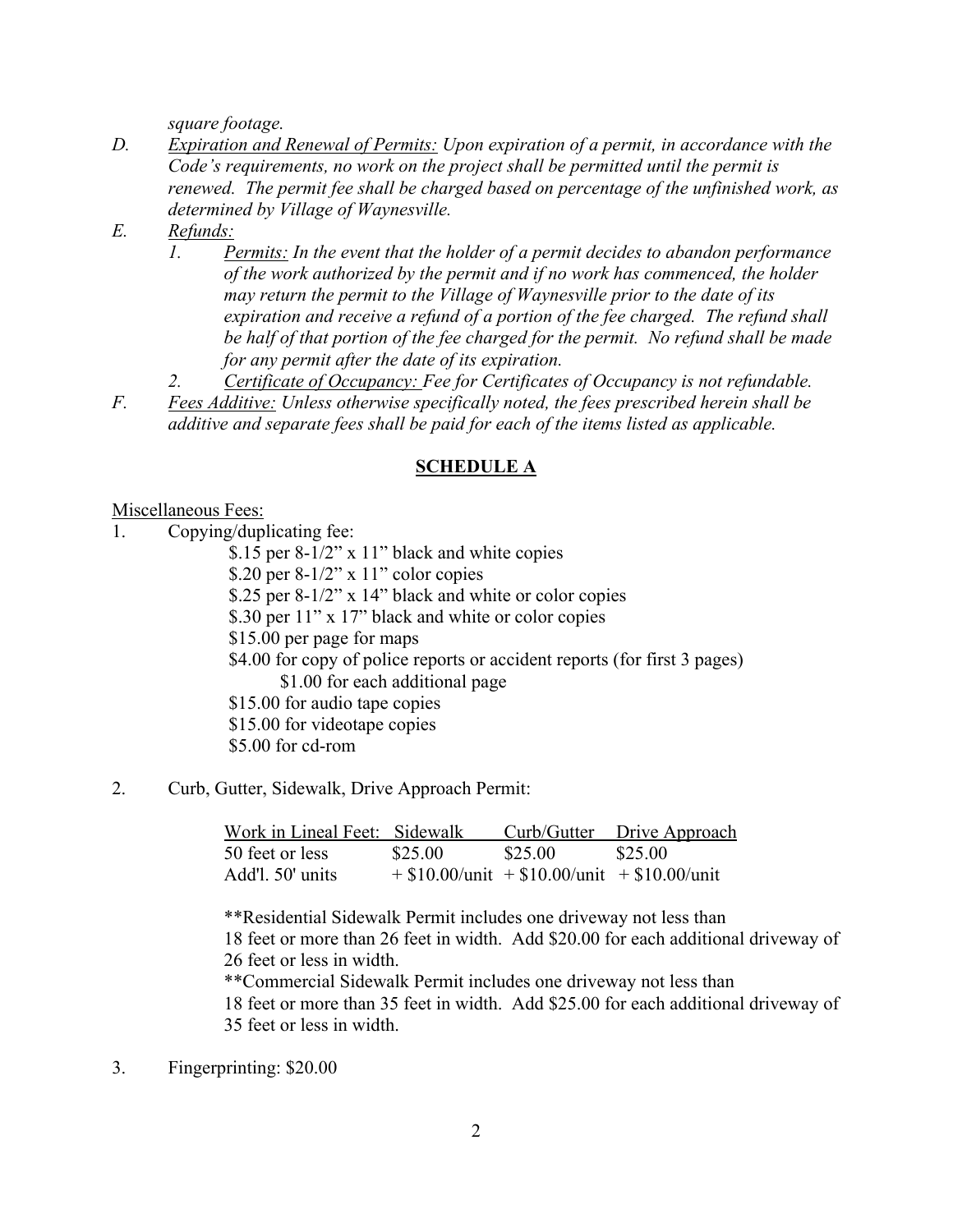*square footage.*

D. *Expiration and Renewal of Permits: Upon expiration of a permit, in accordance with the Code's requirements, no work on the project shall be permitted until the permit is renewed. The permit fee shall be charged based on percentage of the unfinished work, as determined by Village of Waynesville.*

E. *Refunds:*

  1. *Permits: In the event that the holder of a permit decides to abandon performance of the work authorized by the permit and if no work has commenced, the holder may return the permit to the Village of Waynesville prior to the date of its expiration and receive a refund of a portion of the fee charged. The refund shall be half of that portion of the fee charged for the permit. No refund shall be made for any permit after the date of its expiration.*
  2. *Certificate of Occupancy: Fee for Certificates of Occupancy is not refundable.*

F. *Fees Additive: Unless otherwise specifically noted, the fees prescribed herein shall be additive and separate fees shall be paid for each of the items listed as applicable.*

## SCHEDULE A

Miscellaneous Fees:

1. Copying/duplicating fee:
   - $.15 per 8-1/2" x 11" black and white copies
   - $.20 per 8-1/2" x 11" color copies
   - $.25 per 8-1/2" x 14" black and white or color copies
   - $.30 per 11" x 17" black and white or color copies
   - $15.00 per page for maps
   - $4.00 for copy of police reports or accident reports (for first 3 pages)
     - $1.00 for each additional page
   - $15.00 for audio tape copies
   - $15.00 for videotape copies
   - $5.00 for cd-rom

2. Curb, Gutter, Sidewalk, Drive Approach Permit:

| Work in Lineal Feet: | Sidewalk | Curb/Gutter | Drive Approach |
|---|---|---|---|
| 50 feet or less | $25.00 | $25.00 | $25.00 |
| Add'l. 50' units | + $10.00/unit | + $10.00/unit | + $10.00/unit |

**Residential Sidewalk Permit includes one driveway not less than 18 feet or more than 26 feet in width. Add $20.00 for each additional driveway of 26 feet or less in width.

**Commercial Sidewalk Permit includes one driveway not less than 18 feet or more than 35 feet in width. Add $25.00 for each additional driveway of 35 feet or less in width.

3. Fingerprinting: $20.00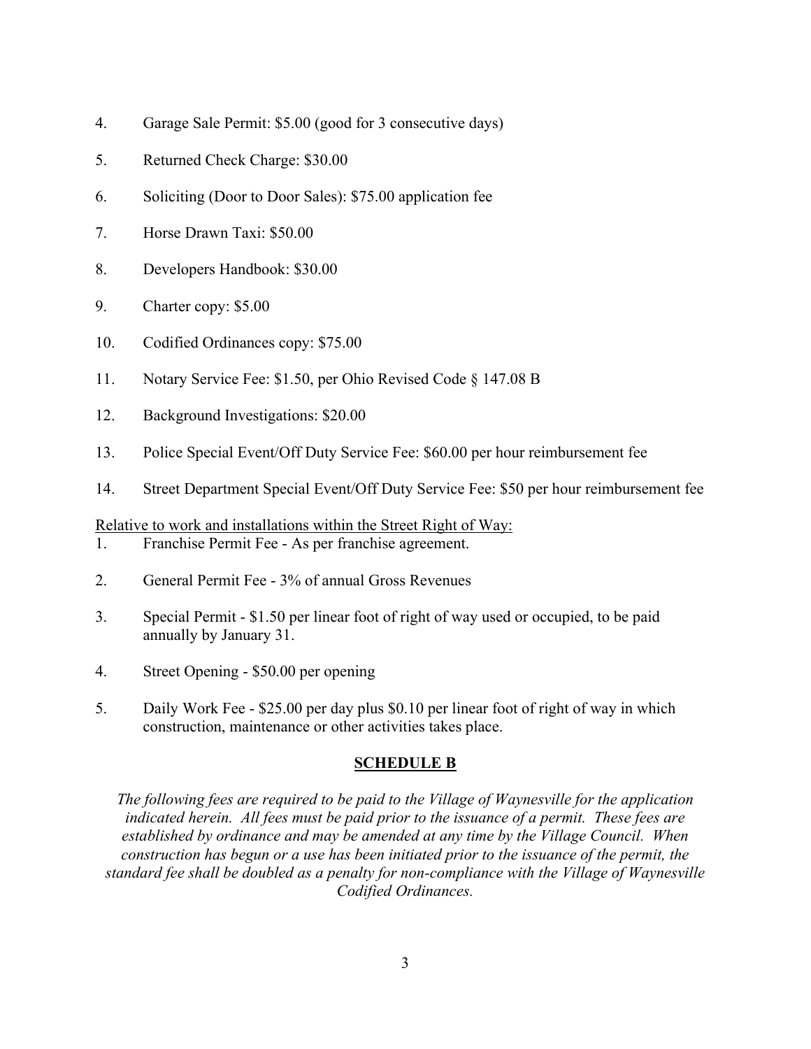4. Garage Sale Permit: $5.00 (good for 3 consecutive days)

5. Returned Check Charge: $30.00

6. Soliciting (Door to Door Sales): $75.00 application fee

7. Horse Drawn Taxi: $50.00

8. Developers Handbook: $30.00

9. Charter copy: $5.00

10. Codified Ordinances copy: $75.00

11. Notary Service Fee: $1.50, per Ohio Revised Code § 147.08 B

12. Background Investigations: $20.00

13. Police Special Event/Off Duty Service Fee: $60.00 per hour reimbursement fee

14. Street Department Special Event/Off Duty Service Fee: $50 per hour reimbursement fee

<u>Relative to work and installations within the Street Right of Way:</u>

1. Franchise Permit Fee - As per franchise agreement.

2. General Permit Fee - 3% of annual Gross Revenues

3. Special Permit - $1.50 per linear foot of right of way used or occupied, to be paid annually by January 31.

4. Street Opening - $50.00 per opening

5. Daily Work Fee - $25.00 per day plus $0.10 per linear foot of right of way in which construction, maintenance or other activities takes place.

## SCHEDULE B

*The following fees are required to be paid to the Village of Waynesville for the application indicated herein. All fees must be paid prior to the issuance of a permit. These fees are established by ordinance and may be amended at any time by the Village Council. When construction has begun or a use has been initiated prior to the issuance of the permit, the standard fee shall be doubled as a penalty for non-compliance with the Village of Waynesville Codified Ordinances.*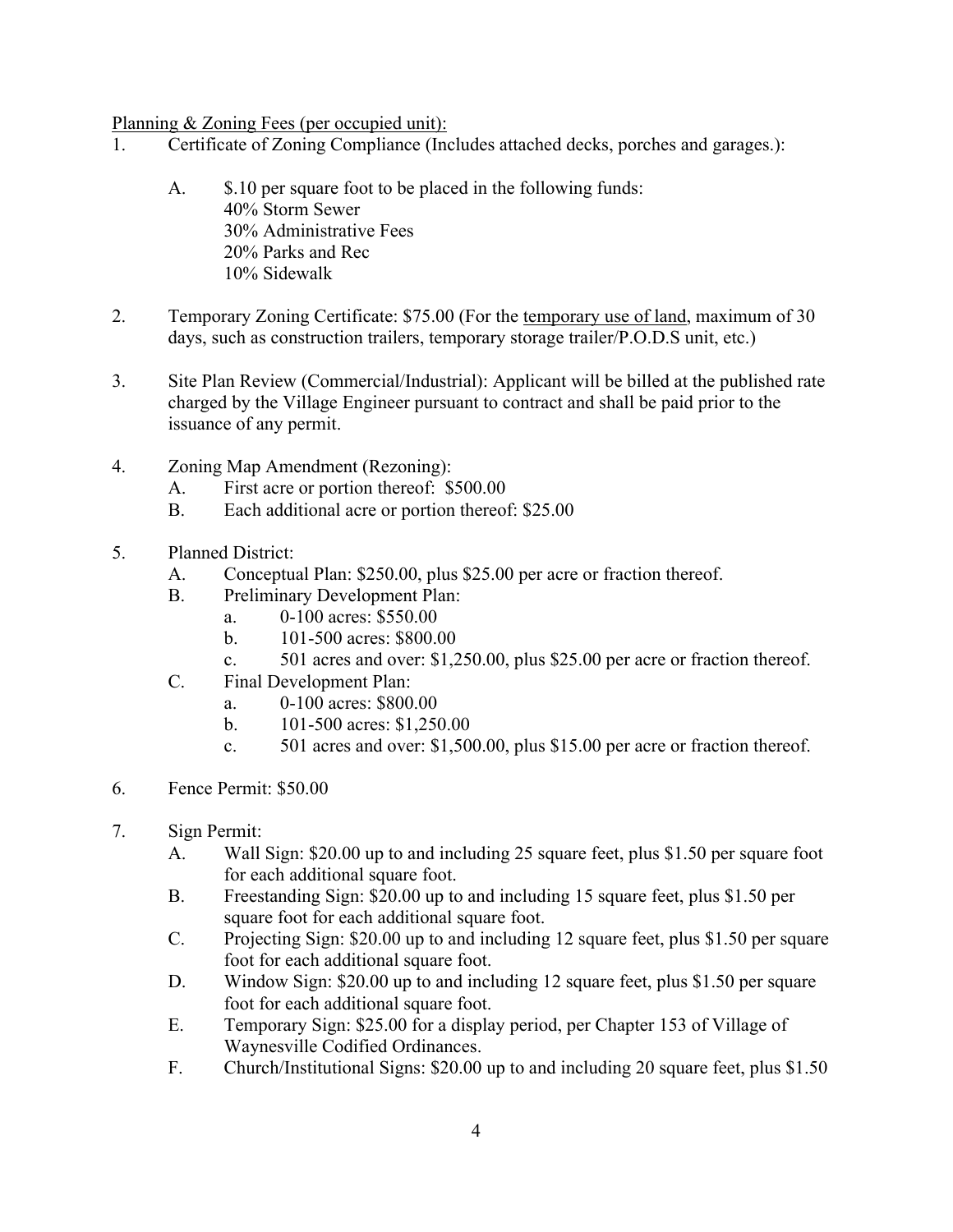<u>Planning & Zoning Fees (per occupied unit):</u>

1. Certificate of Zoning Compliance (Includes attached decks, porches and garages.):

   A. $.10 per square foot to be placed in the following funds:
      40% Storm Sewer
      30% Administrative Fees
      20% Parks and Rec
      10% Sidewalk

2. Temporary Zoning Certificate: $75.00 (For the <u>temporary use of land</u>, maximum of 30 days, such as construction trailers, temporary storage trailer/P.O.D.S unit, etc.)

3. Site Plan Review (Commercial/Industrial): Applicant will be billed at the published rate charged by the Village Engineer pursuant to contract and shall be paid prior to the issuance of any permit.

4. Zoning Map Amendment (Rezoning):
   A. First acre or portion thereof: $500.00
   B. Each additional acre or portion thereof: $25.00

5. Planned District:
   A. Conceptual Plan: $250.00, plus $25.00 per acre or fraction thereof.
   B. Preliminary Development Plan:
      a. 0-100 acres: $550.00
      b. 101-500 acres: $800.00
      c. 501 acres and over: $1,250.00, plus $25.00 per acre or fraction thereof.
   C. Final Development Plan:
      a. 0-100 acres: $800.00
      b. 101-500 acres: $1,250.00
      c. 501 acres and over: $1,500.00, plus $15.00 per acre or fraction thereof.

6. Fence Permit: $50.00

7. Sign Permit:
   A. Wall Sign: $20.00 up to and including 25 square feet, plus $1.50 per square foot for each additional square foot.
   B. Freestanding Sign: $20.00 up to and including 15 square feet, plus $1.50 per square foot for each additional square foot.
   C. Projecting Sign: $20.00 up to and including 12 square feet, plus $1.50 per square foot for each additional square foot.
   D. Window Sign: $20.00 up to and including 12 square feet, plus $1.50 per square foot for each additional square foot.
   E. Temporary Sign: $25.00 for a display period, per Chapter 153 of Village of Waynesville Codified Ordinances.
   F. Church/Institutional Signs: $20.00 up to and including 20 square feet, plus $1.50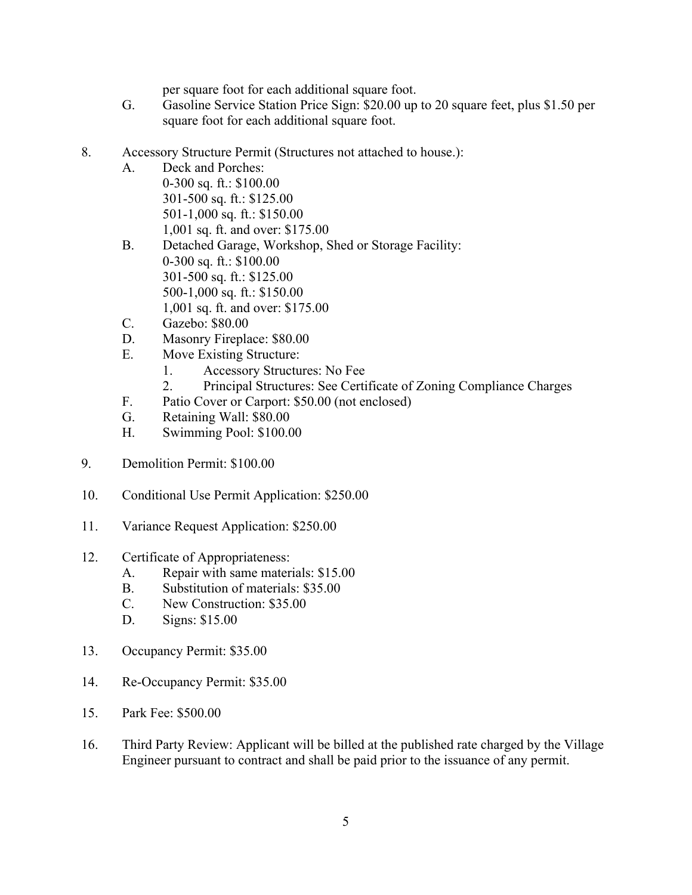per square foot for each additional square foot.

G. Gasoline Service Station Price Sign: $20.00 up to 20 square feet, plus $1.50 per square foot for each additional square foot.

8. Accessory Structure Permit (Structures not attached to house.):
   A. Deck and Porches:
      0-300 sq. ft.: $100.00
      301-500 sq. ft.: $125.00
      501-1,000 sq. ft.: $150.00
      1,001 sq. ft. and over: $175.00
   B. Detached Garage, Workshop, Shed or Storage Facility:
      0-300 sq. ft.: $100.00
      301-500 sq. ft.: $125.00
      500-1,000 sq. ft.: $150.00
      1,001 sq. ft. and over: $175.00
   C. Gazebo: $80.00
   D. Masonry Fireplace: $80.00
   E. Move Existing Structure:
      1. Accessory Structures: No Fee
      2. Principal Structures: See Certificate of Zoning Compliance Charges
   F. Patio Cover or Carport: $50.00 (not enclosed)
   G. Retaining Wall: $80.00
   H. Swimming Pool: $100.00

9. Demolition Permit: $100.00

10. Conditional Use Permit Application: $250.00

11. Variance Request Application: $250.00

12. Certificate of Appropriateness:
    A. Repair with same materials: $15.00
    B. Substitution of materials: $35.00
    C. New Construction: $35.00
    D. Signs: $15.00

13. Occupancy Permit: $35.00

14. Re-Occupancy Permit: $35.00

15. Park Fee: $500.00

16. Third Party Review: Applicant will be billed at the published rate charged by the Village Engineer pursuant to contract and shall be paid prior to the issuance of any permit.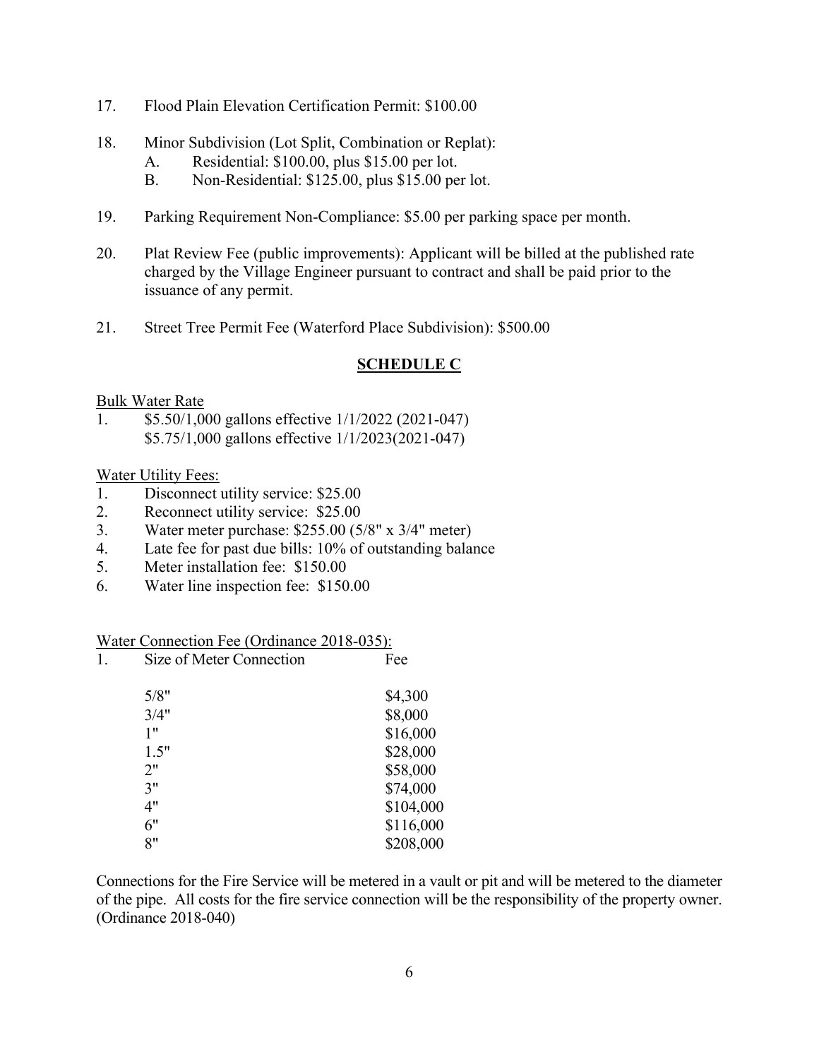17. Flood Plain Elevation Certification Permit: $100.00

18. Minor Subdivision (Lot Split, Combination or Replat):
    A. Residential: $100.00, plus $15.00 per lot.
    B. Non-Residential: $125.00, plus $15.00 per lot.

19. Parking Requirement Non-Compliance: $5.00 per parking space per month.

20. Plat Review Fee (public improvements): Applicant will be billed at the published rate charged by the Village Engineer pursuant to contract and shall be paid prior to the issuance of any permit.

21. Street Tree Permit Fee (Waterford Place Subdivision): $500.00

## **SCHEDULE C**

Bulk Water Rate

1. $5.50/1,000 gallons effective 1/1/2022 (2021-047)
   $5.75/1,000 gallons effective 1/1/2023(2021-047)

Water Utility Fees:

1. Disconnect utility service: $25.00
2. Reconnect utility service: $25.00
3. Water meter purchase: $255.00 (5/8" x 3/4" meter)
4. Late fee for past due bills: 10% of outstanding balance
5. Meter installation fee: $150.00
6. Water line inspection fee: $150.00

Water Connection Fee (Ordinance 2018-035):

1.

| Size of Meter Connection | Fee |
|---|---|
| 5/8" | $4,300 |
| 3/4" | $8,000 |
| 1" | $16,000 |
| 1.5" | $28,000 |
| 2" | $58,000 |
| 3" | $74,000 |
| 4" | $104,000 |
| 6" | $116,000 |
| 8" | $208,000 |

Connections for the Fire Service will be metered in a vault or pit and will be metered to the diameter of the pipe. All costs for the fire service connection will be the responsibility of the property owner. (Ordinance 2018-040)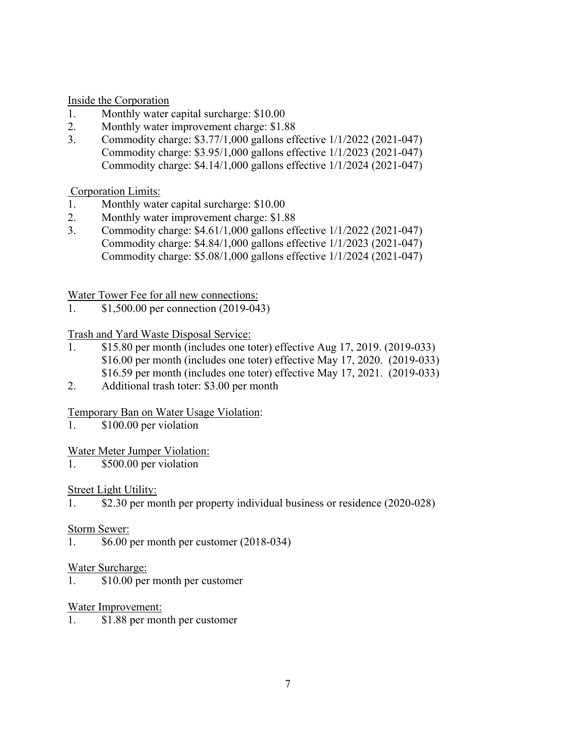Inside the Corporation

1. Monthly water capital surcharge: $10.00
2. Monthly water improvement charge: $1.88
3. Commodity charge: $3.77/1,000 gallons effective 1/1/2022 (2021-047)
   Commodity charge: $3.95/1,000 gallons effective 1/1/2023 (2021-047)
   Commodity charge: $4.14/1,000 gallons effective 1/1/2024 (2021-047)

Corporation Limits:

1. Monthly water capital surcharge: $10.00
2. Monthly water improvement charge: $1.88
3. Commodity charge: $4.61/1,000 gallons effective 1/1/2022 (2021-047)
   Commodity charge: $4.84/1,000 gallons effective 1/1/2023 (2021-047)
   Commodity charge: $5.08/1,000 gallons effective 1/1/2024 (2021-047)

Water Tower Fee for all new connections:

1. $1,500.00 per connection (2019-043)

Trash and Yard Waste Disposal Service:

1. $15.80 per month (includes one toter) effective Aug 17, 2019. (2019-033)
   $16.00 per month (includes one toter) effective May 17, 2020. (2019-033)
   $16.59 per month (includes one toter) effective May 17, 2021. (2019-033)
2. Additional trash toter: $3.00 per month

Temporary Ban on Water Usage Violation:

1. $100.00 per violation

Water Meter Jumper Violation:

1. $500.00 per violation

Street Light Utility:

1. $2.30 per month per property individual business or residence (2020-028)

Storm Sewer:

1. $6.00 per month per customer (2018-034)

Water Surcharge:

1. $10.00 per month per customer

Water Improvement:

1. $1.88 per month per customer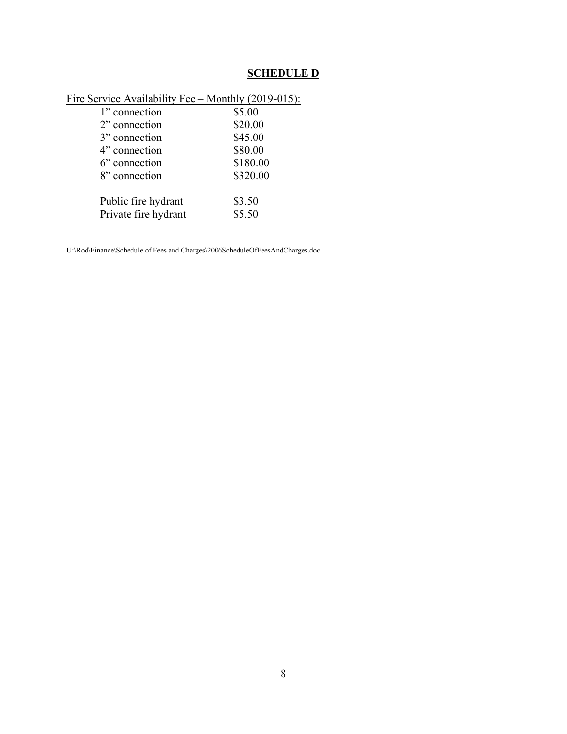## SCHEDULE D

Fire Service Availability Fee – Monthly (2019-015):

| | |
|---|---|
| 1" connection | \$5.00 |
| 2" connection | \$20.00 |
| 3" connection | \$45.00 |
| 4" connection | \$80.00 |
| 6" connection | \$180.00 |
| 8" connection | \$320.00 |
| | |
| Public fire hydrant | \$3.50 |
| Private fire hydrant | \$5.50 |

U:\Rod\Finance\Schedule of Fees and Charges\2006ScheduleOfFeesAndCharges.doc